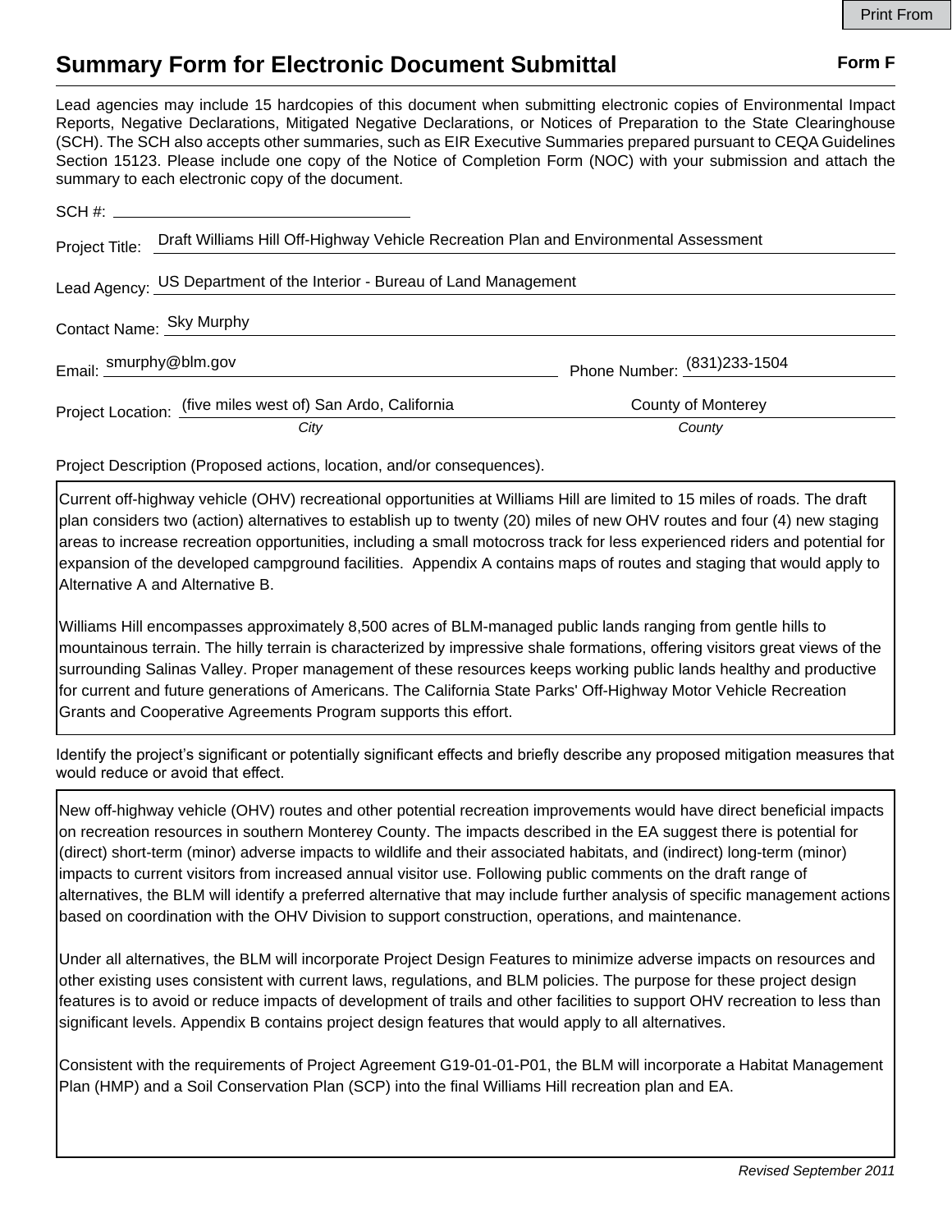# Summary Form for Electronic Document Submittal

**Form F**

Lead agencies may include 15 hardcopies of this document when submitting electronic copies of Environmental Impact Reports, Negative Declarations, Mitigated Negative Declarations, or Notices of Preparation to the State Clearinghouse (SCH). The SCH also accepts other summaries, such as EIR Executive Summaries prepared pursuant to CEQA Guidelines Section 15123. Please include one copy of the Notice of Completion Form (NOC) with your submission and attach the summary to each electronic copy of the document.

SCH #: ____________________

Project Title: Draft Williams Hill Off-Highway Vehicle Recreation Plan and Environmental Assessment

Lead Agency: US Department of the Interior - Bureau of Land Management

Contact Name: Sky Murphy

Email: smurphy@blm.gov Phone Number: (831)233-1504

Project Location: (five miles west of) San Ardo, California (*City*) County of Monterey (*County*)

Project Description (Proposed actions, location, and/or consequences).

Current off-highway vehicle (OHV) recreational opportunities at Williams Hill are limited to 15 miles of roads. The draft plan considers two (action) alternatives to establish up to twenty (20) miles of new OHV routes and four (4) new staging areas to increase recreation opportunities, including a small motocross track for less experienced riders and potential for expansion of the developed campground facilities. Appendix A contains maps of routes and staging that would apply to Alternative A and Alternative B.

Williams Hill encompasses approximately 8,500 acres of BLM-managed public lands ranging from gentle hills to mountainous terrain. The hilly terrain is characterized by impressive shale formations, offering visitors great views of the surrounding Salinas Valley. Proper management of these resources keeps working public lands healthy and productive for current and future generations of Americans. The California State Parks' Off-Highway Motor Vehicle Recreation Grants and Cooperative Agreements Program supports this effort.

Identify the project's significant or potentially significant effects and briefly describe any proposed mitigation measures that would reduce or avoid that effect.

New off-highway vehicle (OHV) routes and other potential recreation improvements would have direct beneficial impacts on recreation resources in southern Monterey County. The impacts described in the EA suggest there is potential for (direct) short-term (minor) adverse impacts to wildlife and their associated habitats, and (indirect) long-term (minor) impacts to current visitors from increased annual visitor use. Following public comments on the draft range of alternatives, the BLM will identify a preferred alternative that may include further analysis of specific management actions based on coordination with the OHV Division to support construction, operations, and maintenance.

Under all alternatives, the BLM will incorporate Project Design Features to minimize adverse impacts on resources and other existing uses consistent with current laws, regulations, and BLM policies. The purpose for these project design features is to avoid or reduce impacts of development of trails and other facilities to support OHV recreation to less than significant levels. Appendix B contains project design features that would apply to all alternatives.

Consistent with the requirements of Project Agreement G19-01-01-P01, the BLM will incorporate a Habitat Management Plan (HMP) and a Soil Conservation Plan (SCP) into the final Williams Hill recreation plan and EA.

*Revised September 2011*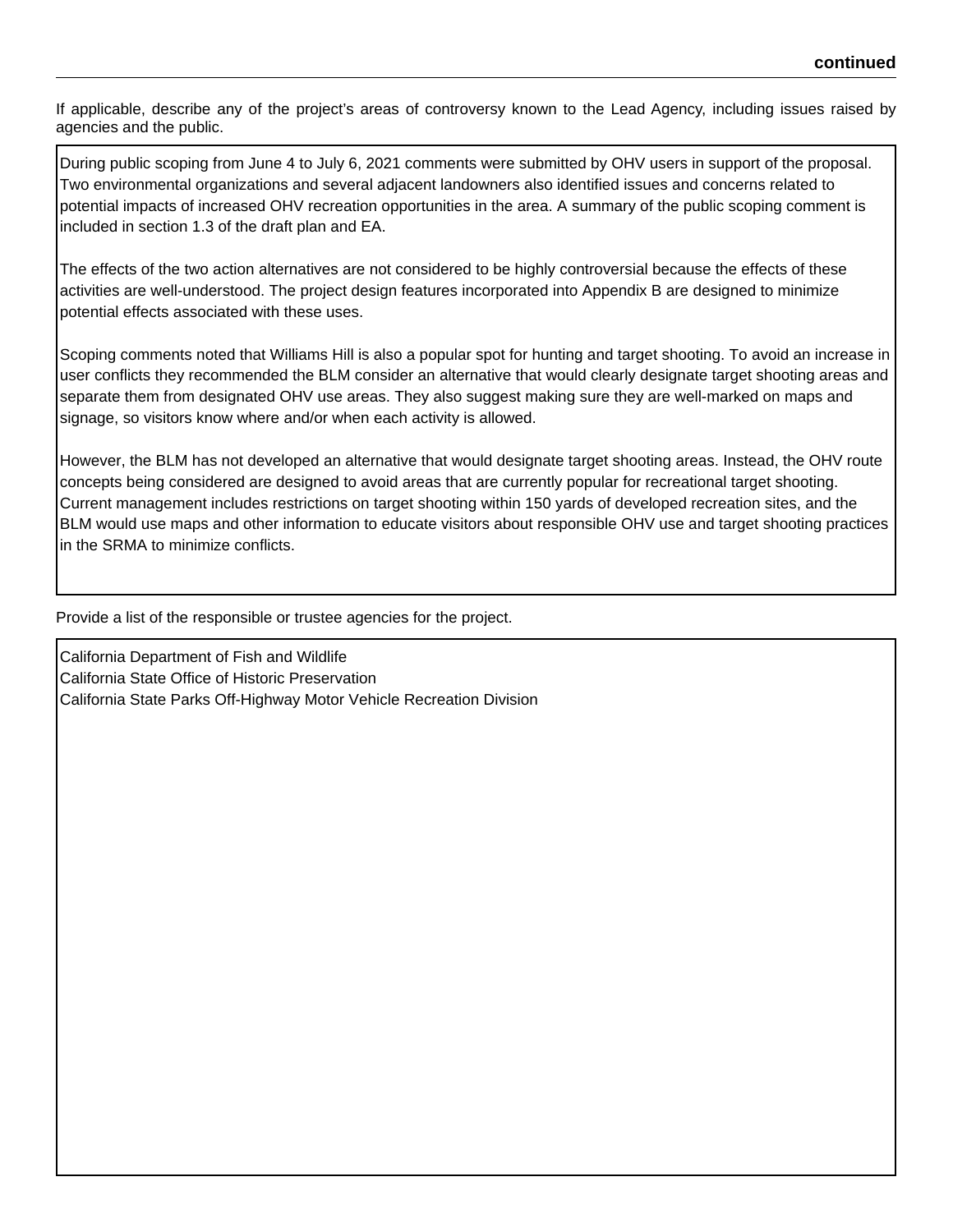**continued**

If applicable, describe any of the project's areas of controversy known to the Lead Agency, including issues raised by agencies and the public.

During public scoping from June 4 to July 6, 2021 comments were submitted by OHV users in support of the proposal. Two environmental organizations and several adjacent landowners also identified issues and concerns related to potential impacts of increased OHV recreation opportunities in the area. A summary of the public scoping comment is included in section 1.3 of the draft plan and EA.

The effects of the two action alternatives are not considered to be highly controversial because the effects of these activities are well-understood. The project design features incorporated into Appendix B are designed to minimize potential effects associated with these uses.

Scoping comments noted that Williams Hill is also a popular spot for hunting and target shooting. To avoid an increase in user conflicts they recommended the BLM consider an alternative that would clearly designate target shooting areas and separate them from designated OHV use areas. They also suggest making sure they are well-marked on maps and signage, so visitors know where and/or when each activity is allowed.

However, the BLM has not developed an alternative that would designate target shooting areas. Instead, the OHV route concepts being considered are designed to avoid areas that are currently popular for recreational target shooting. Current management includes restrictions on target shooting within 150 yards of developed recreation sites, and the BLM would use maps and other information to educate visitors about responsible OHV use and target shooting practices in the SRMA to minimize conflicts.

Provide a list of the responsible or trustee agencies for the project.

California Department of Fish and Wildlife
California State Office of Historic Preservation
California State Parks Off-Highway Motor Vehicle Recreation Division